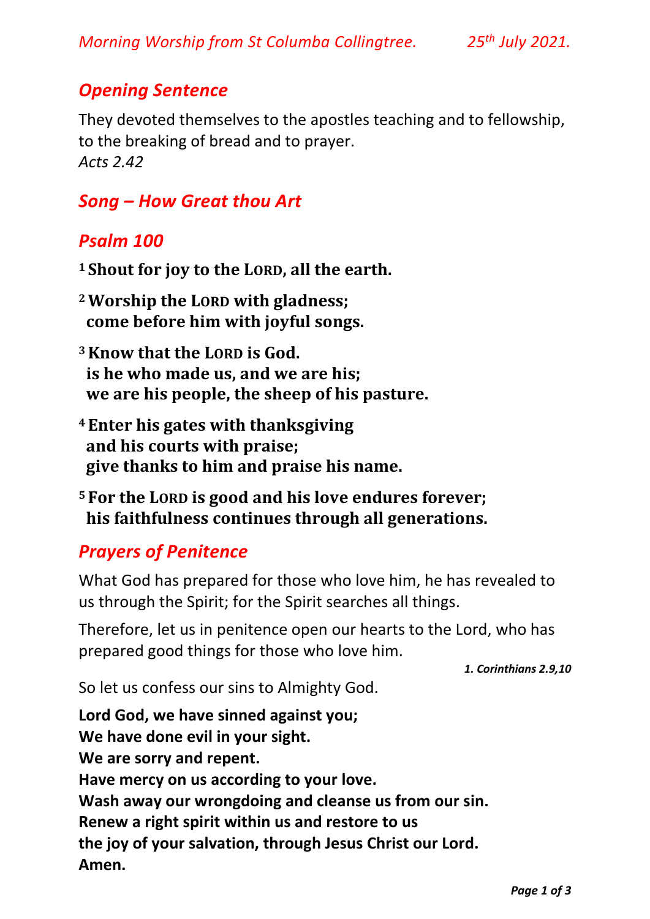*Morning Worship from St Columba Collingtree. 25th July 2021.*

## *Opening Sentence*

They devoted themselves to the apostles teaching and to fellowship, to the breaking of bread and to prayer.
*Acts 2.42*

## *Song – How Great thou Art*

## *Psalm 100*

**1 Shout for joy to the LORD, all the earth.**

**2 Worship the LORD with gladness;
come before him with joyful songs.**

**3 Know that the LORD is God.
is he who made us, and we are his;
we are his people, the sheep of his pasture.**

**4 Enter his gates with thanksgiving
and his courts with praise;
give thanks to him and praise his name.**

**5 For the LORD is good and his love endures forever;
his faithfulness continues through all generations.**

## *Prayers of Penitence*

What God has prepared for those who love him, he has revealed to us through the Spirit; for the Spirit searches all things.

Therefore, let us in penitence open our hearts to the Lord, who has prepared good things for those who love him.

***1. Corinthians 2.9,10***

So let us confess our sins to Almighty God.

**Lord God, we have sinned against you;
We have done evil in your sight.
We are sorry and repent.
Have mercy on us according to your love.
Wash away our wrongdoing and cleanse us from our sin.
Renew a right spirit within us and restore to us
the joy of your salvation, through Jesus Christ our Lord.
Amen.**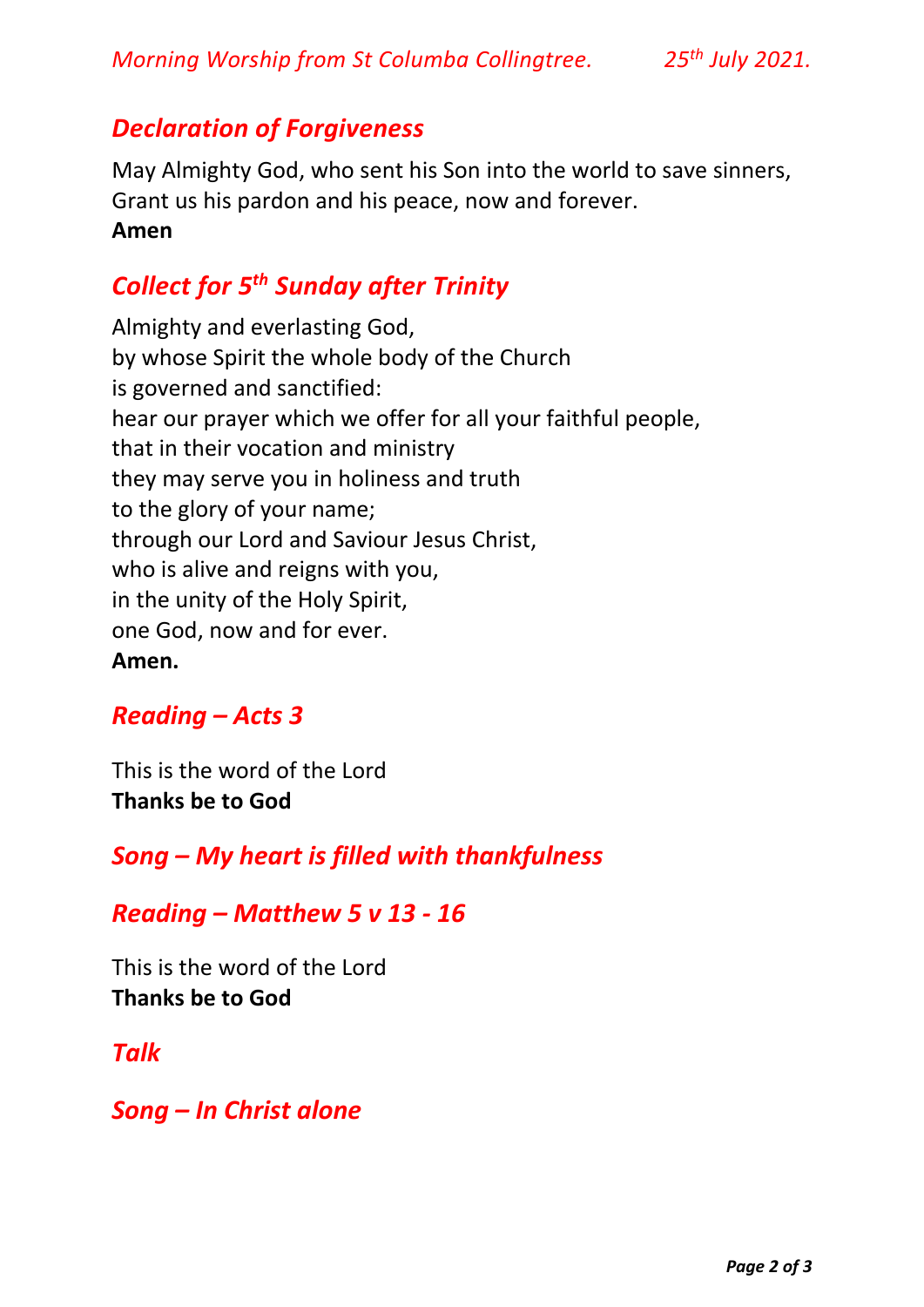## *Declaration of Forgiveness*

May Almighty God, who sent his Son into the world to save sinners,
Grant us his pardon and his peace, now and forever.
**Amen**

## *Collect for 5th Sunday after Trinity*

Almighty and everlasting God,
by whose Spirit the whole body of the Church
is governed and sanctified:
hear our prayer which we offer for all your faithful people,
that in their vocation and ministry
they may serve you in holiness and truth
to the glory of your name;
through our Lord and Saviour Jesus Christ,
who is alive and reigns with you,
in the unity of the Holy Spirit,
one God, now and for ever.
**Amen.**

## *Reading – Acts 3*

This is the word of the Lord
**Thanks be to God**

## *Song – My heart is filled with thankfulness*

## *Reading – Matthew 5 v 13 - 16*

This is the word of the Lord
**Thanks be to God**

## *Talk*

## *Song – In Christ alone*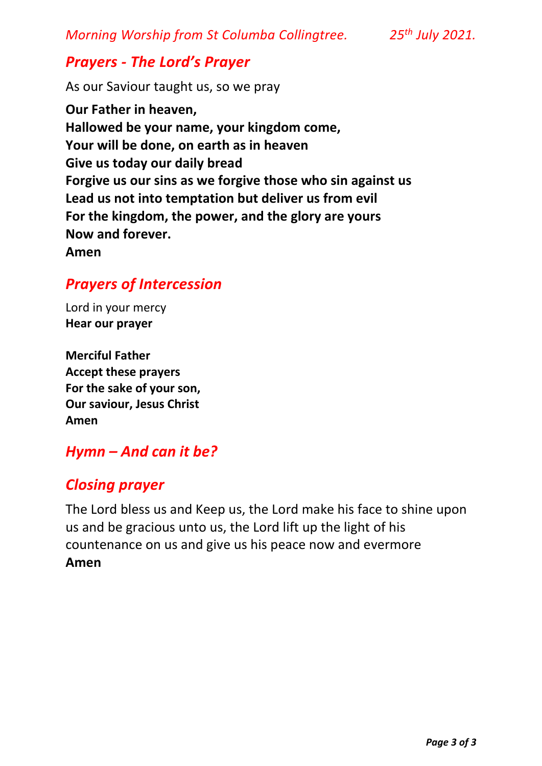## *Prayers - The Lord's Prayer*

As our Saviour taught us, so we pray

**Our Father in heaven,**
**Hallowed be your name, your kingdom come,**
**Your will be done, on earth as in heaven**
**Give us today our daily bread**
**Forgive us our sins as we forgive those who sin against us**
**Lead us not into temptation but deliver us from evil**
**For the kingdom, the power, and the glory are yours**
**Now and forever.**
**Amen**

## *Prayers of Intercession*

Lord in your mercy
**Hear our prayer**

**Merciful Father**
**Accept these prayers**
**For the sake of your son,**
**Our saviour, Jesus Christ**
**Amen**

## *Hymn – And can it be?*

## *Closing prayer*

The Lord bless us and Keep us, the Lord make his face to shine upon us and be gracious unto us, the Lord lift up the light of his countenance on us and give us his peace now and evermore
**Amen**